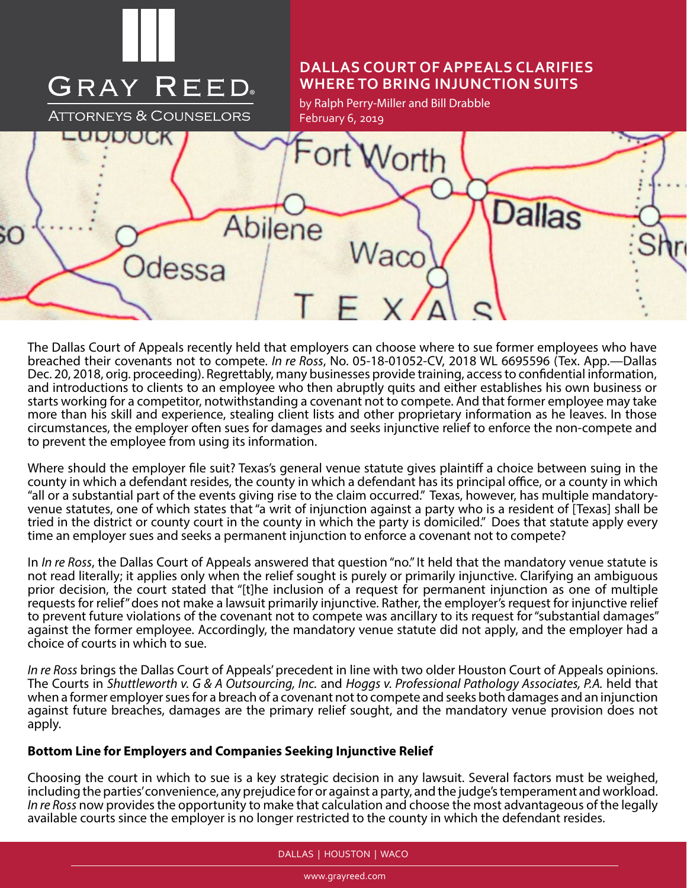# DALLAS COURT OF APPEALS CLARIFIES WHERE TO BIRNG INJUNCTION SUITS

by Ralph Perry-Miller and Bill Drabble
February 6, 2019

The Dallas Court of Appeals recently held that employers can choose where to sue former employees who have breached their covenants not to compete. *In re Ross*, No. 05-18-01052-CV, 2018 WL 6695596 (Tex. App.—Dallas Dec. 20, 2018, orig. proceeding). Regrettably, many businesses provide training, access to confidential information, and introductions to clients to an employee who then abruptly quits and either establishes his own business or starts working for a competitor, notwithstanding a covenant not to compete. And that former employee may take more than his skill and experience, stealing client lists and other proprietary information as he leaves. In those circumstances, the employer often sues for damages and seeks injunctive relief to enforce the non-compete and to prevent the employee from using its information.

Where should the employer file suit? Texas's general venue statute gives plaintiff a choice between suing in the county in which a defendant resides, the county in which a defendant has its principal office, or a county in which "all or a substantial part of the events giving rise to the claim occurred." Texas, however, has multiple mandatory-venue statutes, one of which states that "a writ of injunction against a party who is a resident of [Texas] shall be tried in the district or county court in the county in which the party is domiciled." Does that statute apply every time an employer sues and seeks a permanent injunction to enforce a covenant not to compete?

In *In re Ross*, the Dallas Court of Appeals answered that question "no." It held that the mandatory venue statute is not read literally; it applies only when the relief sought is purely or primarily injunctive. Clarifying an ambiguous prior decision, the court stated that "[t]he inclusion of a request for permanent injunction as one of multiple requests for relief" does not make a lawsuit primarily injunctive. Rather, the employer's request for injunctive relief to prevent future violations of the covenant not to compete was ancillary to its request for "substantial damages" against the former employee. Accordingly, the mandatory venue statute did not apply, and the employer had a choice of courts in which to sue.

*In re Ross* brings the Dallas Court of Appeals' precedent in line with two older Houston Court of Appeals opinions. The Courts in *Shuttleworth v. G & A Outsourcing, Inc.* and *Hoggs v. Professional Pathology Associates, P.A.* held that when a former employer sues for a breach of a covenant not to compete and seeks both damages and an injunction against future breaches, damages are the primary relief sought, and the mandatory venue provision does not apply.

**Bottom Line for Employers and Companies Seeking Injunctive Relief**

Choosing the court in which to sue is a key strategic decision in any lawsuit. Several factors must be weighed, including the parties' convenience, any prejudice for or against a party, and the judge's temperament and workload. *In re Ross* now provides the opportunity to make that calculation and choose the most advantageous of the legally available courts since the employer is no longer restricted to the county in which the defendant resides.

# DALLAS COURT OF APPEALS CLARIFIES WHERE TO BRING INJUNCTION SUITS

by Ralph Perry-Miller and Bill Drabble
February 6, 2019

The Dallas Court of Appeals recently held that employers can choose where to sue former employees who have breached their covenants not to compete. *In re Ross*, No. 05-18-01052-CV, 2018 WL 6695596 (Tex. App.—Dallas Dec. 20, 2018, orig. proceeding). Regrettably, many businesses provide training, access to confidential information, and introductions to clients to an employee who then abruptly quits and either establishes his own business or starts working for a competitor, notwithstanding a covenant not to compete. And that former employee may take more than his skill and experience, stealing client lists and other proprietary information as he leaves. In those circumstances, the employer often sues for damages and seeks injunctive relief to enforce the non-compete and to prevent the employee from using its information.

Where should the employer file suit? Texas's general venue statute gives plaintiff a choice between suing in the county in which a defendant resides, the county in which a defendant has its principal office, or a county in which "all or a substantial part of the events giving rise to the claim occurred." Texas, however, has multiple mandatory-venue statutes, one of which states that "a writ of injunction against a party who is a resident of [Texas] shall be tried in the district or county court in the county in which the party is domiciled." Does that statute apply every time an employer sues and seeks a permanent injunction to enforce a covenant not to compete?

In *In re Ross*, the Dallas Court of Appeals answered that question "no." It held that the mandatory venue statute is not read literally; it applies only when the relief sought is purely or primarily injunctive. Clarifying an ambiguous prior decision, the court stated that "[t]he inclusion of a request for permanent injunction as one of multiple requests for relief" does not make a lawsuit primarily injunctive. Rather, the employer's request for injunctive relief to prevent future violations of the covenant not to compete was ancillary to its request for "substantial damages" against the former employee. Accordingly, the mandatory venue statute did not apply, and the employer had a choice of courts in which to sue.

*In re Ross* brings the Dallas Court of Appeals' precedent in line with two older Houston Court of Appeals opinions. The Courts in *Shuttleworth v. G & A Outsourcing, Inc.* and *Hoggs v. Professional Pathology Associates, P.A.* held that when a former employer sues for a breach of a covenant not to compete and seeks both damages and an injunction against future breaches, damages are the primary relief sought, and the mandatory venue provision does not apply.

**Bottom Line for Employers and Companies Seeking Injunctive Relief**

Choosing the court in which to sue is a key strategic decision in any lawsuit. Several factors must be weighed, including the parties' convenience, any prejudice for or against a party, and the judge's temperament and workload. *In re Ross* now provides the opportunity to make that calculation and choose the most advantageous of the legally available courts since the employer is no longer restricted to the county in which the defendant resides.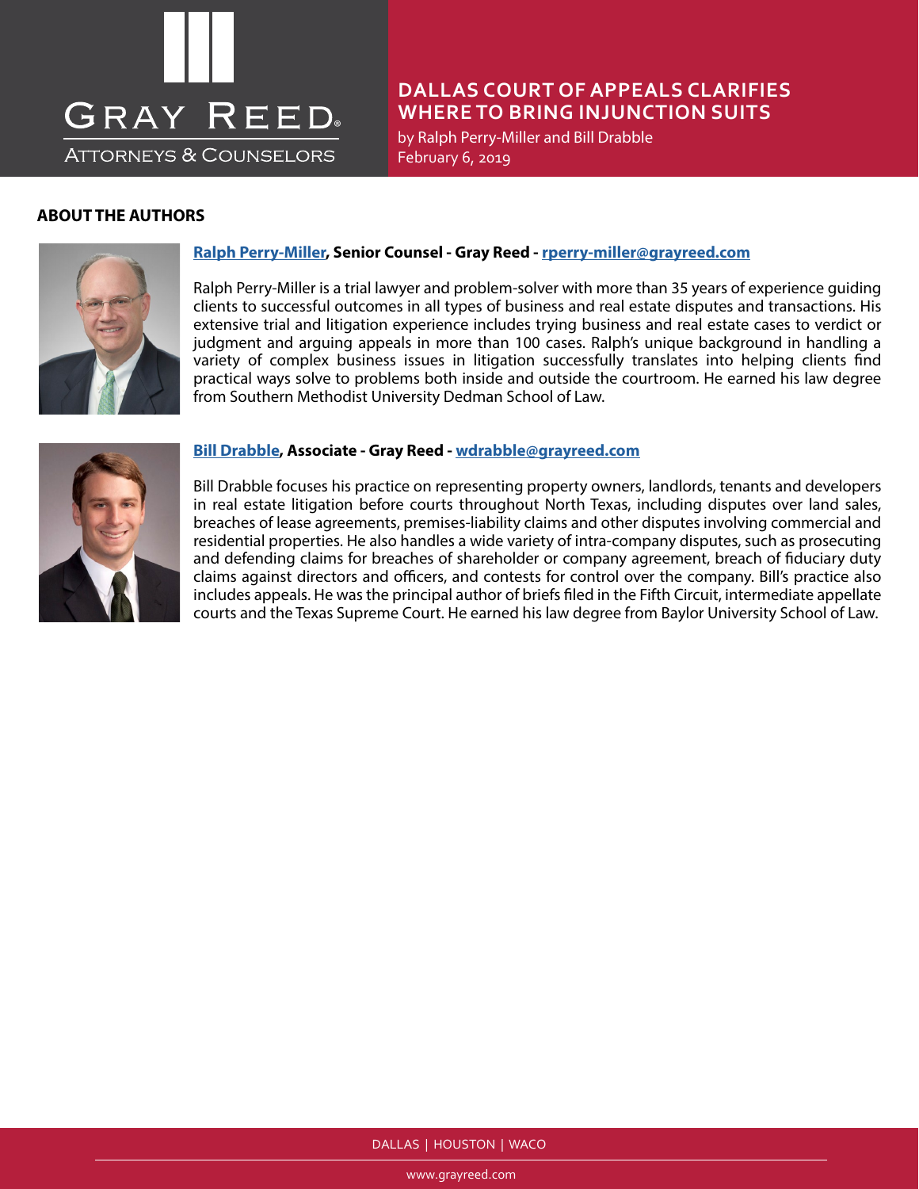## ABOUT THE AUTHORS

**[Ralph Perry-Miller](), Senior Counsel - Gray Reed - [rperry-miller@grayreed.com]()**

Ralph Perry-Miller is a trial lawyer and problem-solver with more than 35 years of experience guiding clients to successful outcomes in all types of business and real estate disputes and transactions. His extensive trial and litigation experience includes trying business and real estate cases to verdict or judgment and arguing appeals in more than 100 cases. Ralph's unique background in handling a variety of complex business issues in litigation successfully translates into helping clients find practical ways solve to problems both inside and outside the courtroom. He earned his law degree from Southern Methodist University Dedman School of Law.

**[Bill Drabble](), Associate - Gray Reed - [wdrabble@grayreed.com]()**

Bill Drabble focuses his practice on representing property owners, landlords, tenants and developers in real estate litigation before courts throughout North Texas, including disputes over land sales, breaches of lease agreements, premises-liability claims and other disputes involving commercial and residential properties. He also handles a wide variety of intra-company disputes, such as prosecuting and defending claims for breaches of shareholder or company agreement, breach of fiduciary duty claims against directors and officers, and contests for control over the company. Bill's practice also includes appeals. He was the principal author of briefs filed in the Fifth Circuit, intermediate appellate courts and the Texas Supreme Court. He earned his law degree from Baylor University School of Law.